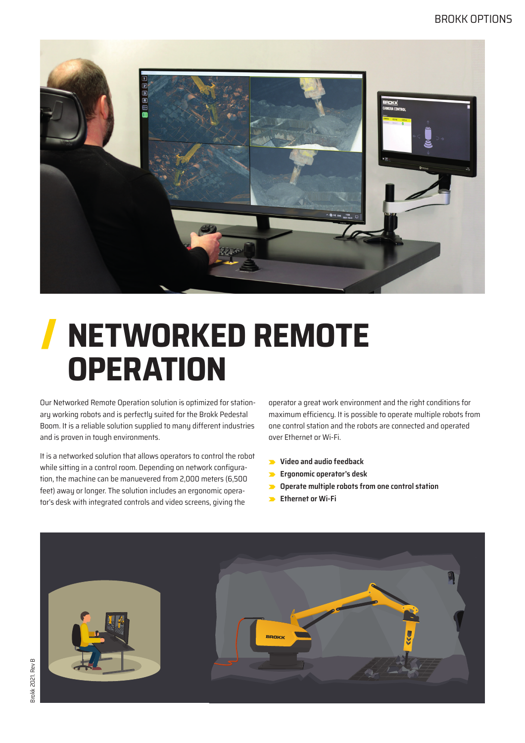# NETWORKED REMOTE OPERATION

Our Networked Remote Operation solution is optimized for stationary working robots and is perfectly suited for the Brokk Pedestal Boom. It is a reliable solution supplied to many different industries and is proven in tough environments.

It is a networked solution that allows operators to control the robot while sitting in a control room. Depending on network configuration, the machine can be manuevered from 2,000 meters (6,500 feet) away or longer. The solution includes an ergonomic operator's desk with integrated controls and video screens, giving the operator a great work environment and the right conditions for maximum efficiency. It is possible to operate multiple robots from one control station and the robots are connected and operated over Ethernet or Wi-Fi.

- **Video and audio feedback**
- **Ergonomic operator's desk**
- **Operate multiple robots from one control station**
- **Ethernet or Wi-Fi**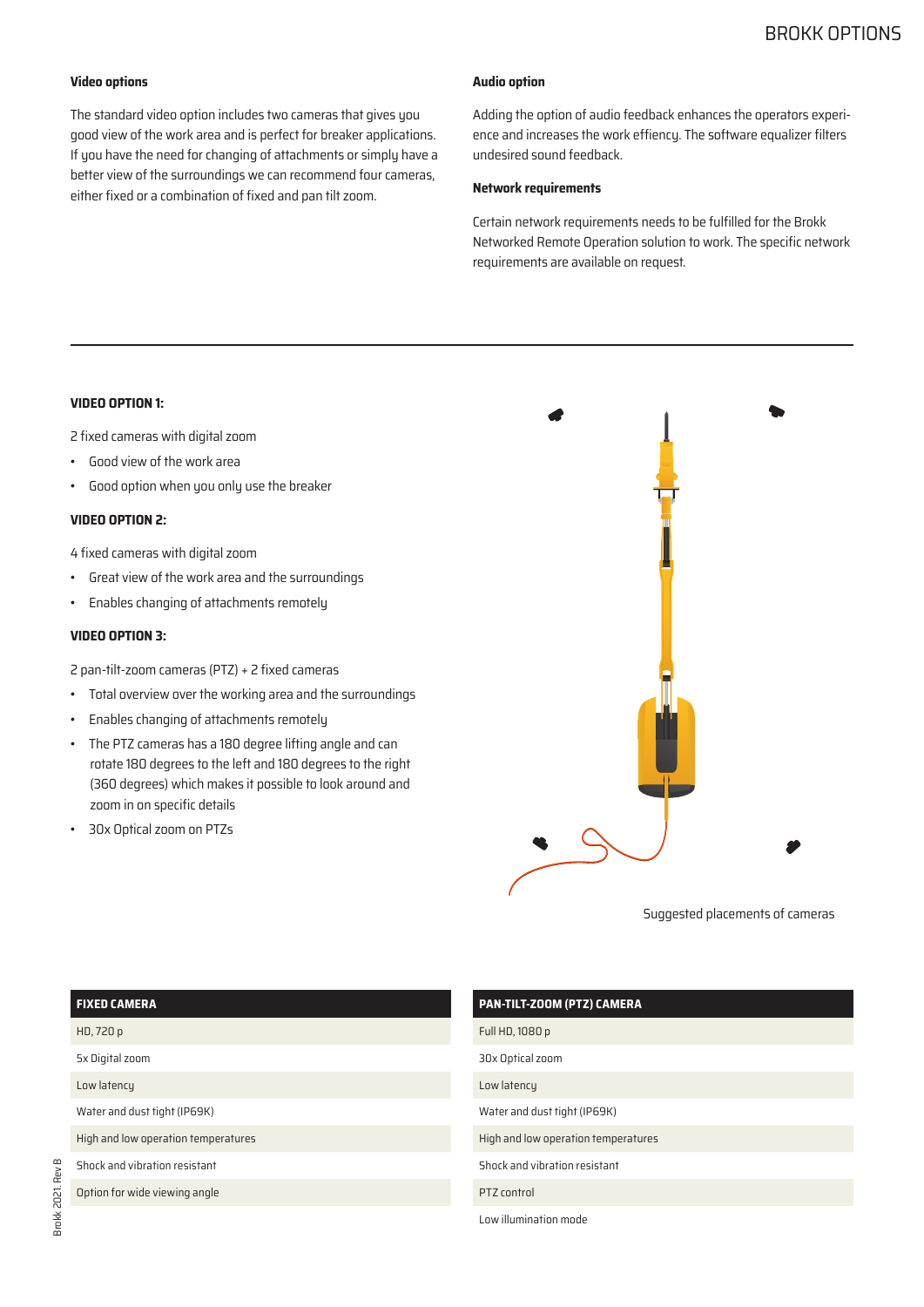### Video options

The standard video option includes two cameras that gives you good view of the work area and is perfect for breaker applications. If you have the need for changing of attachments or simply have a better view of the surroundings we can recommend four cameras, either fixed or a combination of fixed and pan tilt zoom.

### Audio option

Adding the option of audio feedback enhances the operators experience and increases the work effiency. The software equalizer filters undesired sound feedback.

### Network requirements

Certain network requirements needs to be fulfilled for the Brokk Networked Remote Operation solution to work. The specific network requirements are available on request.

---

**VIDEO OPTION 1:**

2 fixed cameras with digital zoom

- Good view of the work area
- Good option when you only use the breaker

**VIDEO OPTION 2:**

4 fixed cameras with digital zoom

- Great view of the work area and the surroundings
- Enables changing of attachments remotely

**VIDEO OPTION 3:**

2 pan-tilt-zoom cameras (PTZ) + 2 fixed cameras

- Total overview over the working area and the surroundings
- Enables changing of attachments remotely
- The PTZ cameras has a 180 degree lifting angle and can rotate 180 degrees to the left and 180 degrees to the right (360 degrees) which makes it possible to look around and zoom in on specific details
- 30x Optical zoom on PTZs

Suggested placements of cameras

| FIXED CAMERA |
| --- |
| HD, 720 p |
| 5x Digital zoom |
| Low latency |
| Water and dust tight (IP69K) |
| High and low operation temperatures |
| Shock and vibration resistant |
| Option for wide viewing angle |

| PAN-TILT-ZOOM (PTZ) CAMERA |
| --- |
| Full HD, 1080 p |
| 30x Optical zoom |
| Low latency |
| Water and dust tight (IP69K) |
| High and low operation temperatures |
| Shock and vibration resistant |
| PTZ control |
| Low illumination mode |